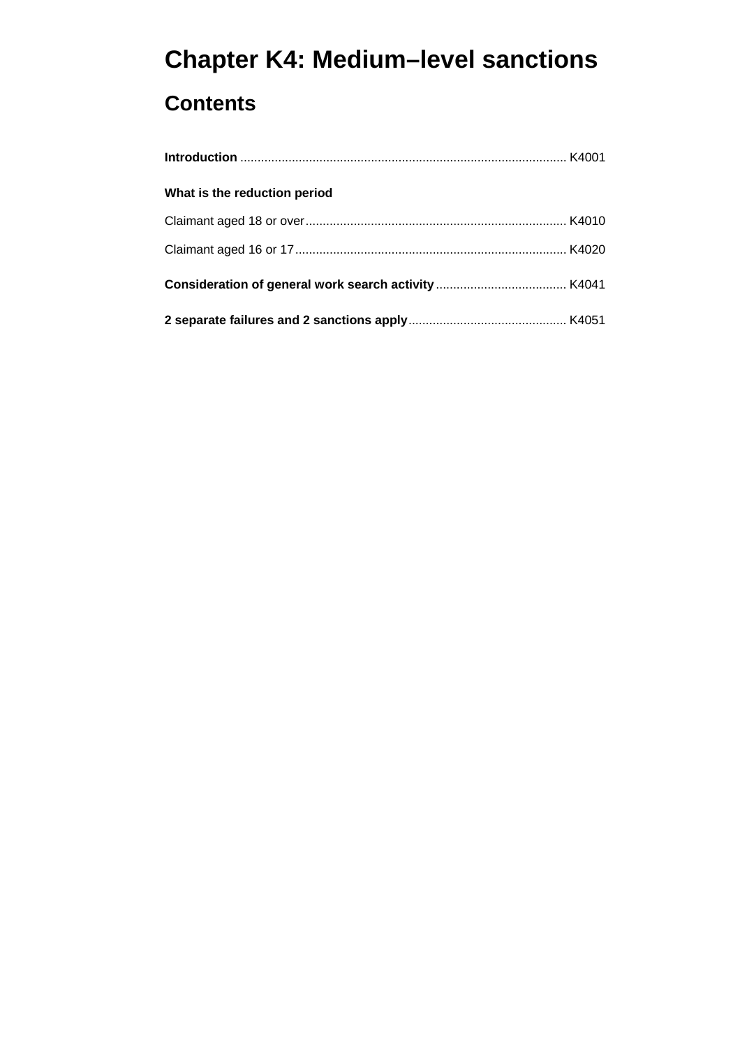# Chapter K4: Medium–level sanctions

## Contents

**Introduction** ............................................................................................ K4001

**What is the reduction period**

Claimant aged 18 or over........................................................................... K4010

Claimant aged 16 or 17.............................................................................. K4020

**Consideration of general work search activity** ...................................... K4041

**2 separate failures and 2 sanctions apply**............................................. K4051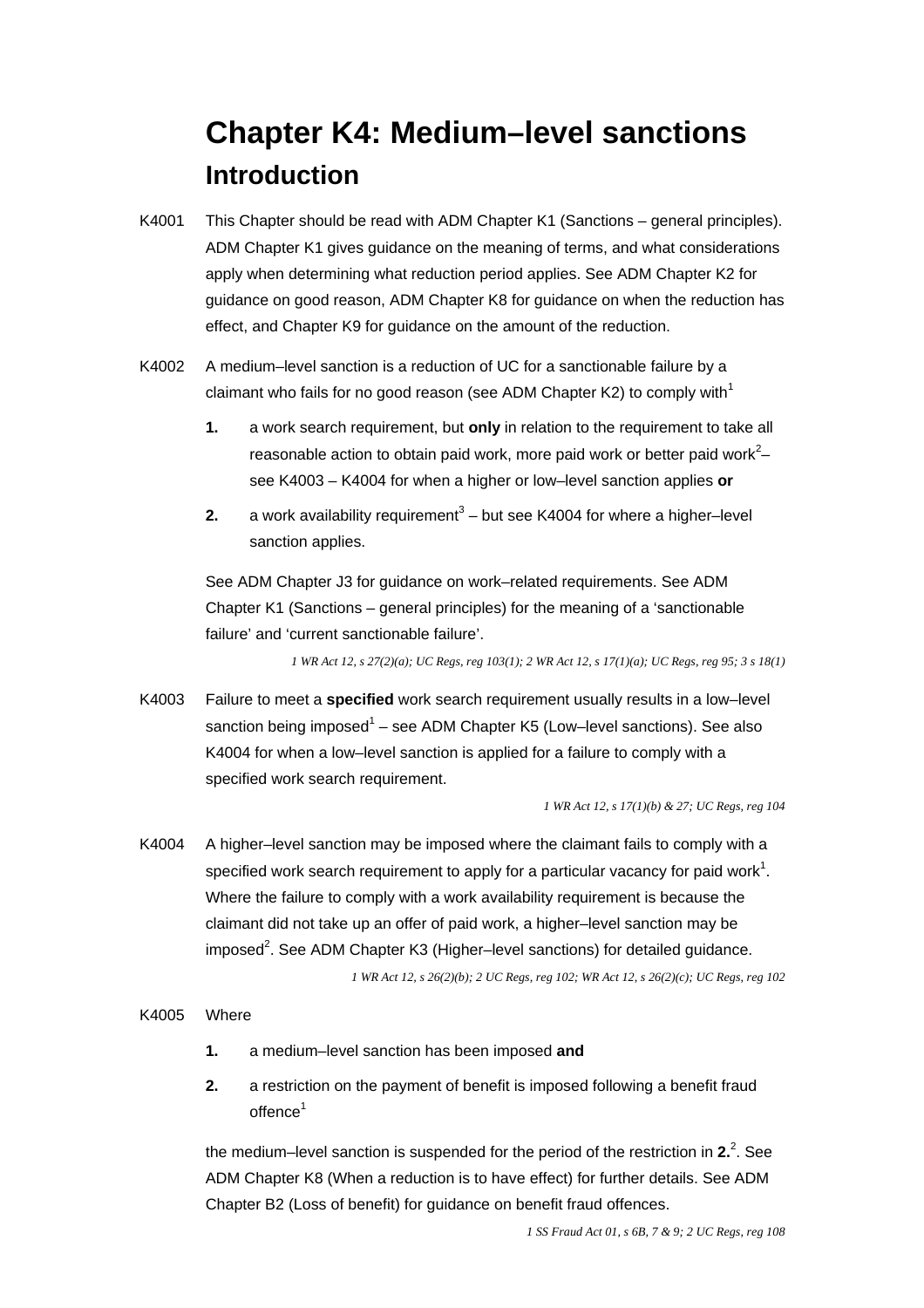# Chapter K4: Medium–level sanctions

## Introduction

K4001 This Chapter should be read with ADM Chapter K1 (Sanctions – general principles). ADM Chapter K1 gives guidance on the meaning of terms, and what considerations apply when determining what reduction period applies. See ADM Chapter K2 for guidance on good reason, ADM Chapter K8 for guidance on when the reduction has effect, and Chapter K9 for guidance on the amount of the reduction.

K4002 A medium–level sanction is a reduction of UC for a sanctionable failure by a claimant who fails for no good reason (see ADM Chapter K2) to comply with[1]

**1.** a work search requirement, but **only** in relation to the requirement to take all reasonable action to obtain paid work, more paid work or better paid work[2]– see K4003 – K4004 for when a higher or low–level sanction applies **or**

**2.** a work availability requirement[3] – but see K4004 for where a higher–level sanction applies.

See ADM Chapter J3 for guidance on work–related requirements. See ADM Chapter K1 (Sanctions – general principles) for the meaning of a 'sanctionable failure' and 'current sanctionable failure'.

*1 WR Act 12, s 27(2)(a); UC Regs, reg 103(1); 2 WR Act 12, s 17(1)(a); UC Regs, reg 95; 3 s 18(1)*

K4003 Failure to meet a **specified** work search requirement usually results in a low–level sanction being imposed[1] – see ADM Chapter K5 (Low–level sanctions). See also K4004 for when a low–level sanction is applied for a failure to comply with a specified work search requirement.

*1 WR Act 12, s 17(1)(b) & 27; UC Regs, reg 104*

K4004 A higher–level sanction may be imposed where the claimant fails to comply with a specified work search requirement to apply for a particular vacancy for paid work[1]. Where the failure to comply with a work availability requirement is because the claimant did not take up an offer of paid work, a higher–level sanction may be imposed[2]. See ADM Chapter K3 (Higher–level sanctions) for detailed guidance.

*1 WR Act 12, s 26(2)(b); 2 UC Regs, reg 102; WR Act 12, s 26(2)(c); UC Regs, reg 102*

K4005 Where

**1.** a medium–level sanction has been imposed **and**

**2.** a restriction on the payment of benefit is imposed following a benefit fraud offence[1]

the medium–level sanction is suspended for the period of the restriction in **2.**[2]. See ADM Chapter K8 (When a reduction is to have effect) for further details. See ADM Chapter B2 (Loss of benefit) for guidance on benefit fraud offences.

*1 SS Fraud Act 01, s 6B, 7 & 9; 2 UC Regs, reg 108*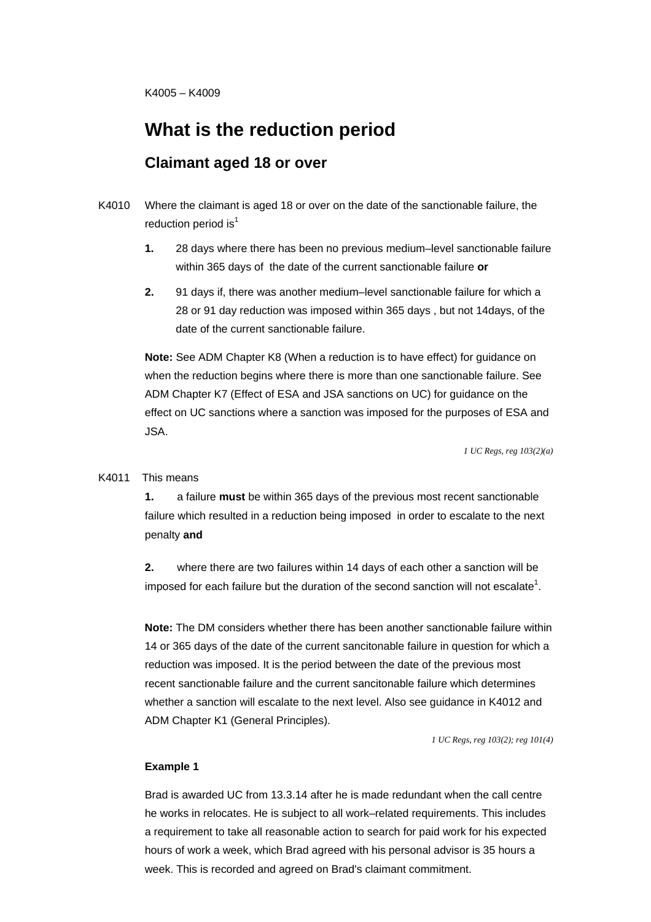K4005 – K4009

# What is the reduction period

## Claimant aged 18 or over

K4010 Where the claimant is aged 18 or over on the date of the sanctionable failure, the reduction period is[1]

1. 28 days where there has been no previous medium–level sanctionable failure within 365 days of the date of the current sanctionable failure **or**

2. 91 days if, there was another medium–level sanctionable failure for which a 28 or 91 day reduction was imposed within 365 days , but not 14days, of the date of the current sanctionable failure.

**Note:** See ADM Chapter K8 (When a reduction is to have effect) for guidance on when the reduction begins where there is more than one sanctionable failure. See ADM Chapter K7 (Effect of ESA and JSA sanctions on UC) for guidance on the effect on UC sanctions where a sanction was imposed for the purposes of ESA and JSA.

*1 UC Regs, reg 103(2)(a)*

K4011 This means

**1.** a failure **must** be within 365 days of the previous most recent sanctionable failure which resulted in a reduction being imposed in order to escalate to the next penalty **and**

**2.** where there are two failures within 14 days of each other a sanction will be imposed for each failure but the duration of the second sanction will not escalate[1].

**Note:** The DM considers whether there has been another sanctionable failure within 14 or 365 days of the date of the current sancitonable failure in question for which a reduction was imposed. It is the period between the date of the previous most recent sanctionable failure and the current sancitonable failure which determines whether a sanction will escalate to the next level. Also see guidance in K4012 and ADM Chapter K1 (General Principles).

*1 UC Regs, reg 103(2); reg 101(4)*

**Example 1**

Brad is awarded UC from 13.3.14 after he is made redundant when the call centre he works in relocates. He is subject to all work–related requirements. This includes a requirement to take all reasonable action to search for paid work for his expected hours of work a week, which Brad agreed with his personal advisor is 35 hours a week. This is recorded and agreed on Brad's claimant commitment.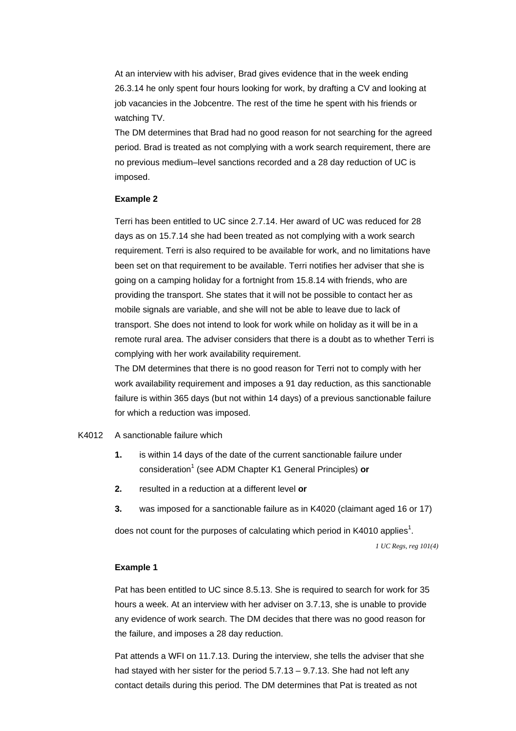At an interview with his adviser, Brad gives evidence that in the week ending 26.3.14 he only spent four hours looking for work, by drafting a CV and looking at job vacancies in the Jobcentre. The rest of the time he spent with his friends or watching TV.

The DM determines that Brad had no good reason for not searching for the agreed period. Brad is treated as not complying with a work search requirement, there are no previous medium–level sanctions recorded and a 28 day reduction of UC is imposed.

**Example 2**

Terri has been entitled to UC since 2.7.14. Her award of UC was reduced for 28 days as on 15.7.14 she had been treated as not complying with a work search requirement. Terri is also required to be available for work, and no limitations have been set on that requirement to be available. Terri notifies her adviser that she is going on a camping holiday for a fortnight from 15.8.14 with friends, who are providing the transport. She states that it will not be possible to contact her as mobile signals are variable, and she will not be able to leave due to lack of transport. She does not intend to look for work while on holiday as it will be in a remote rural area. The adviser considers that there is a doubt as to whether Terri is complying with her work availability requirement.

The DM determines that there is no good reason for Terri not to comply with her work availability requirement and imposes a 91 day reduction, as this sanctionable failure is within 365 days (but not within 14 days) of a previous sanctionable failure for which a reduction was imposed.

K4012 A sanctionable failure which

1. is within 14 days of the date of the current sanctionable failure under consideration[1] (see ADM Chapter K1 General Principles) **or**
2. resulted in a reduction at a different level **or**
3. was imposed for a sanctionable failure as in K4020 (claimant aged 16 or 17)

does not count for the purposes of calculating which period in K4010 applies[1].

*1 UC Regs, reg 101(4)*

**Example 1**

Pat has been entitled to UC since 8.5.13. She is required to search for work for 35 hours a week. At an interview with her adviser on 3.7.13, she is unable to provide any evidence of work search. The DM decides that there was no good reason for the failure, and imposes a 28 day reduction.

Pat attends a WFI on 11.7.13. During the interview, she tells the adviser that she had stayed with her sister for the period 5.7.13 – 9.7.13. She had not left any contact details during this period. The DM determines that Pat is treated as not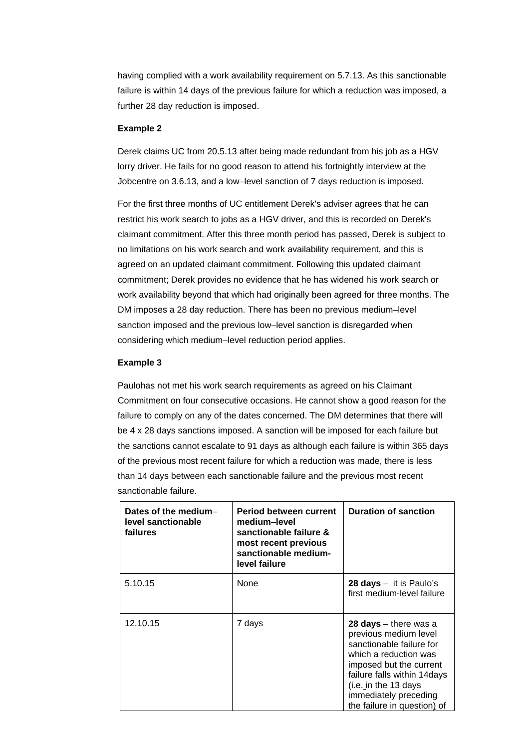having complied with a work availability requirement on 5.7.13. As this sanctionable failure is within 14 days of the previous failure for which a reduction was imposed, a further 28 day reduction is imposed.

**Example 2**

Derek claims UC from 20.5.13 after being made redundant from his job as a HGV lorry driver. He fails for no good reason to attend his fortnightly interview at the Jobcentre on 3.6.13, and a low–level sanction of 7 days reduction is imposed.

For the first three months of UC entitlement Derek's adviser agrees that he can restrict his work search to jobs as a HGV driver, and this is recorded on Derek's claimant commitment. After this three month period has passed, Derek is subject to no limitations on his work search and work availability requirement, and this is agreed on an updated claimant commitment. Following this updated claimant commitment; Derek provides no evidence that he has widened his work search or work availability beyond that which had originally been agreed for three months. The DM imposes a 28 day reduction. There has been no previous medium–level sanction imposed and the previous low–level sanction is disregarded when considering which medium–level reduction period applies.

**Example 3**

Paulohas not met his work search requirements as agreed on his Claimant Commitment on four consecutive occasions. He cannot show a good reason for the failure to comply on any of the dates concerned. The DM determines that there will be 4 x 28 days sanctions imposed. A sanction will be imposed for each failure but the sanctions cannot escalate to 91 days as although each failure is within 365 days of the previous most recent failure for which a reduction was made, there is less than 14 days between each sanctionable failure and the previous most recent sanctionable failure.

| Dates of the medium–level sanctionable failures | Period between current medium–level sanctionable failure & most recent previous sanctionable medium-level failure | Duration of sanction |
|---|---|---|
| 5.10.15 | None | **28 days** – it is Paulo's first medium-level failure |
| 12.10.15 | 7 days | **28 days** – there was a previous medium level sanctionable failure for which a reduction was imposed but the current failure falls within 14days (i.e. in the 13 days immediately preceding the failure in question) of |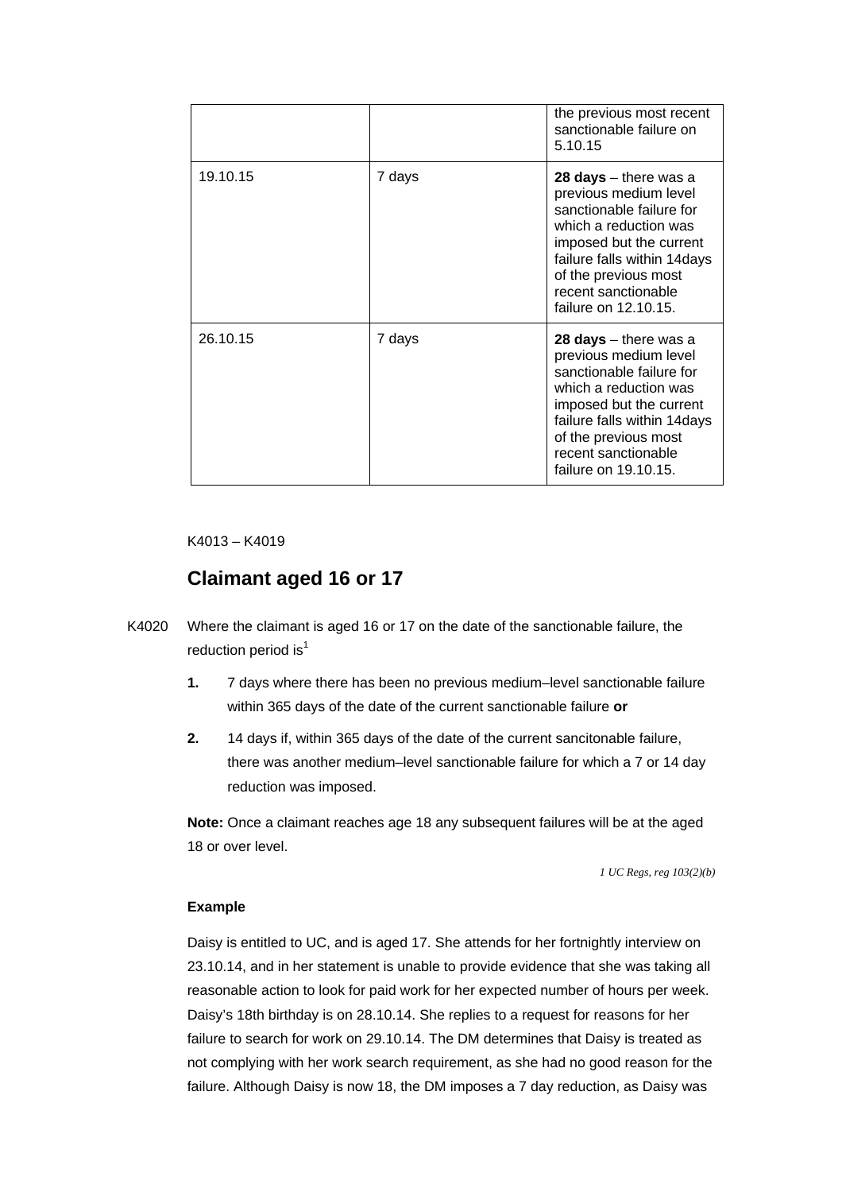| | | |
|---|---|---|
| | | the previous most recent sanctionable failure on 5.10.15 |
| 19.10.15 | 7 days | **28 days** – there was a previous medium level sanctionable failure for which a reduction was imposed but the current failure falls within 14days of the previous most recent sanctionable failure on 12.10.15. |
| 26.10.15 | 7 days | **28 days** – there was a previous medium level sanctionable failure for which a reduction was imposed but the current failure falls within 14days of the previous most recent sanctionable failure on 19.10.15. |

K4013 – K4019

## Claimant aged 16 or 17

K4020 Where the claimant is aged 16 or 17 on the date of the sanctionable failure, the reduction period is[1]

1. 7 days where there has been no previous medium–level sanctionable failure within 365 days of the date of the current sanctionable failure **or**
2. 14 days if, within 365 days of the date of the current sancitonable failure, there was another medium–level sanctionable failure for which a 7 or 14 day reduction was imposed.

**Note:** Once a claimant reaches age 18 any subsequent failures will be at the aged 18 or over level.

*1 UC Regs, reg 103(2)(b)*

**Example**

Daisy is entitled to UC, and is aged 17. She attends for her fortnightly interview on 23.10.14, and in her statement is unable to provide evidence that she was taking all reasonable action to look for paid work for her expected number of hours per week. Daisy's 18th birthday is on 28.10.14. She replies to a request for reasons for her failure to search for work on 29.10.14. The DM determines that Daisy is treated as not complying with her work search requirement, as she had no good reason for the failure. Although Daisy is now 18, the DM imposes a 7 day reduction, as Daisy was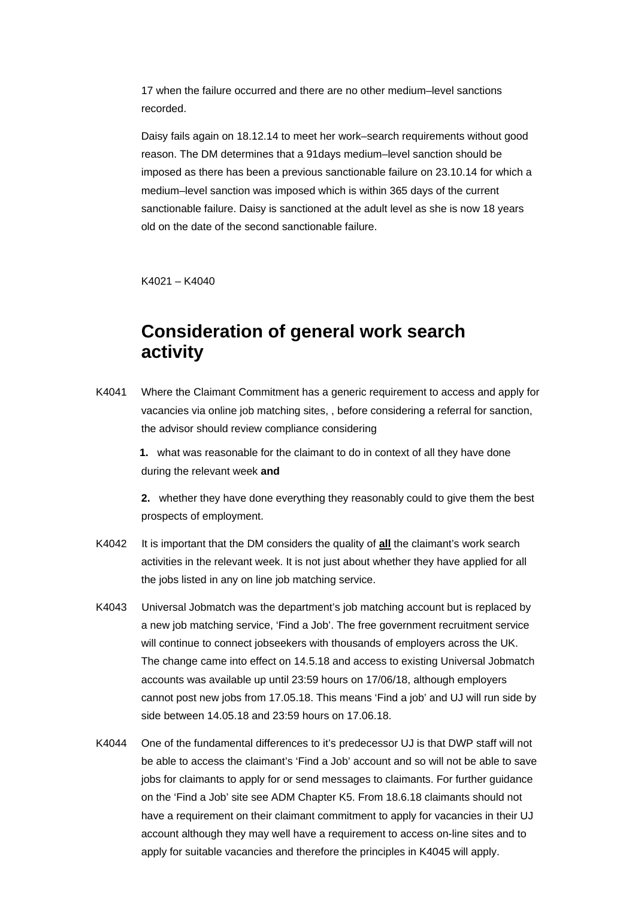17 when the failure occurred and there are no other medium–level sanctions recorded.

Daisy fails again on 18.12.14 to meet her work–search requirements without good reason. The DM determines that a 91days medium–level sanction should be imposed as there has been a previous sanctionable failure on 23.10.14 for which a medium–level sanction was imposed which is within 365 days of the current sanctionable failure. Daisy is sanctioned at the adult level as she is now 18 years old on the date of the second sanctionable failure.

K4021 – K4040

## Consideration of general work search activity

K4041 Where the Claimant Commitment has a generic requirement to access and apply for vacancies via online job matching sites, , before considering a referral for sanction, the advisor should review compliance considering

**1.** what was reasonable for the claimant to do in context of all they have done during the relevant week **and**

**2.** whether they have done everything they reasonably could to give them the best prospects of employment.

K4042 It is important that the DM considers the quality of **all** the claimant's work search activities in the relevant week. It is not just about whether they have applied for all the jobs listed in any on line job matching service.

K4043 Universal Jobmatch was the department's job matching account but is replaced by a new job matching service, 'Find a Job'. The free government recruitment service will continue to connect jobseekers with thousands of employers across the UK. The change came into effect on 14.5.18 and access to existing Universal Jobmatch accounts was available up until 23:59 hours on 17/06/18, although employers cannot post new jobs from 17.05.18. This means 'Find a job' and UJ will run side by side between 14.05.18 and 23:59 hours on 17.06.18.

K4044 One of the fundamental differences to it's predecessor UJ is that DWP staff will not be able to access the claimant's 'Find a Job' account and so will not be able to save jobs for claimants to apply for or send messages to claimants. For further guidance on the 'Find a Job' site see ADM Chapter K5. From 18.6.18 claimants should not have a requirement on their claimant commitment to apply for vacancies in their UJ account although they may well have a requirement to access on-line sites and to apply for suitable vacancies and therefore the principles in K4045 will apply.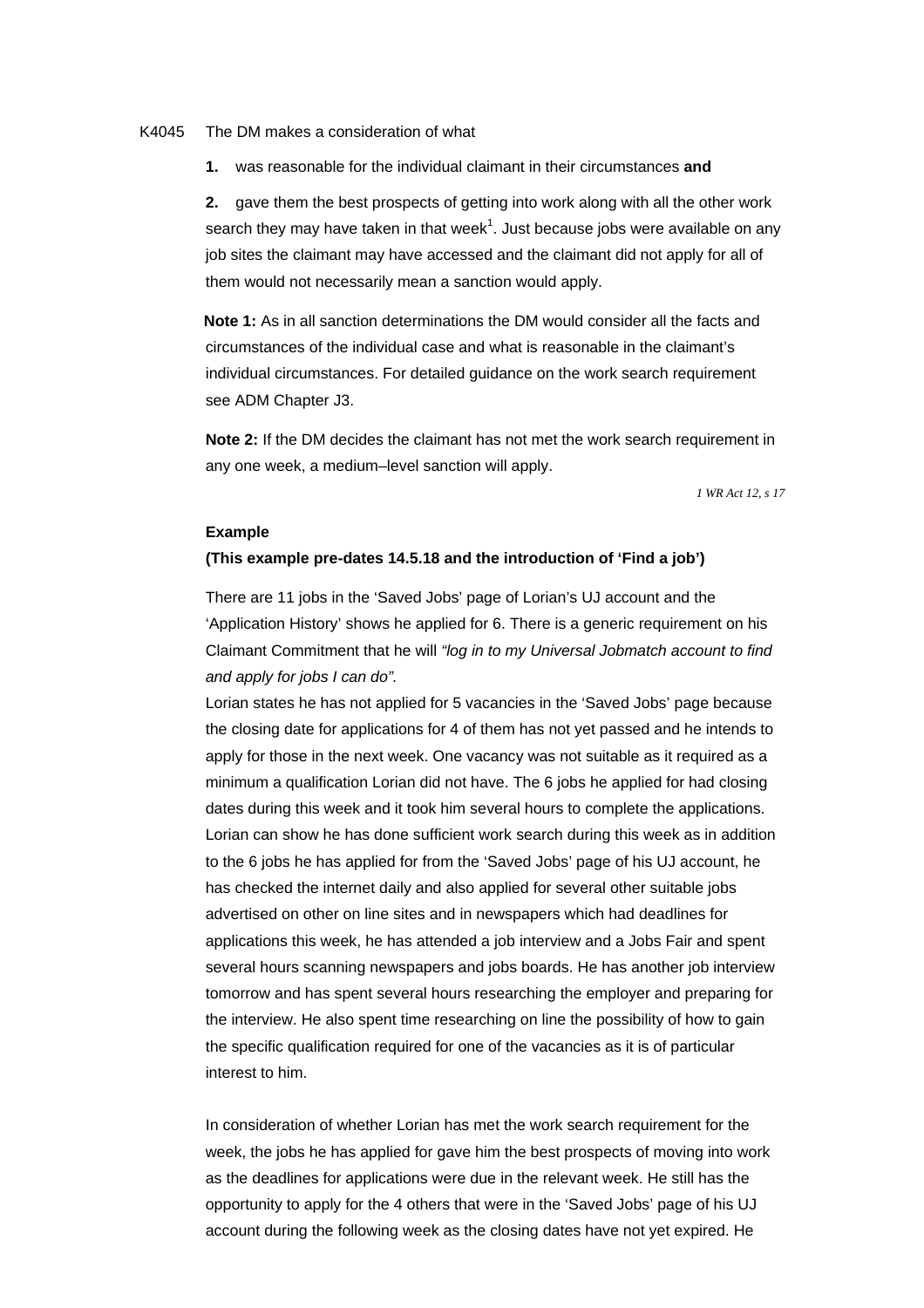K4045 The DM makes a consideration of what

1. was reasonable for the individual claimant in their circumstances **and**

2. gave them the best prospects of getting into work along with all the other work search they may have taken in that week[1]. Just because jobs were available on any job sites the claimant may have accessed and the claimant did not apply for all of them would not necessarily mean a sanction would apply.

**Note 1:** As in all sanction determinations the DM would consider all the facts and circumstances of the individual case and what is reasonable in the claimant's individual circumstances. For detailed guidance on the work search requirement see ADM Chapter J3.

**Note 2:** If the DM decides the claimant has not met the work search requirement in any one week, a medium–level sanction will apply.

*1 WR Act 12, s 17*

**Example**

**(This example pre-dates 14.5.18 and the introduction of 'Find a job')**

There are 11 jobs in the 'Saved Jobs' page of Lorian's UJ account and the 'Application History' shows he applied for 6. There is a generic requirement on his Claimant Commitment that he will *"log in to my Universal Jobmatch account to find and apply for jobs I can do"*.

Lorian states he has not applied for 5 vacancies in the 'Saved Jobs' page because the closing date for applications for 4 of them has not yet passed and he intends to apply for those in the next week. One vacancy was not suitable as it required as a minimum a qualification Lorian did not have. The 6 jobs he applied for had closing dates during this week and it took him several hours to complete the applications. Lorian can show he has done sufficient work search during this week as in addition to the 6 jobs he has applied for from the 'Saved Jobs' page of his UJ account, he has checked the internet daily and also applied for several other suitable jobs advertised on other on line sites and in newspapers which had deadlines for applications this week, he has attended a job interview and a Jobs Fair and spent several hours scanning newspapers and jobs boards. He has another job interview tomorrow and has spent several hours researching the employer and preparing for the interview. He also spent time researching on line the possibility of how to gain the specific qualification required for one of the vacancies as it is of particular interest to him.

In consideration of whether Lorian has met the work search requirement for the week, the jobs he has applied for gave him the best prospects of moving into work as the deadlines for applications were due in the relevant week. He still has the opportunity to apply for the 4 others that were in the 'Saved Jobs' page of his UJ account during the following week as the closing dates have not yet expired. He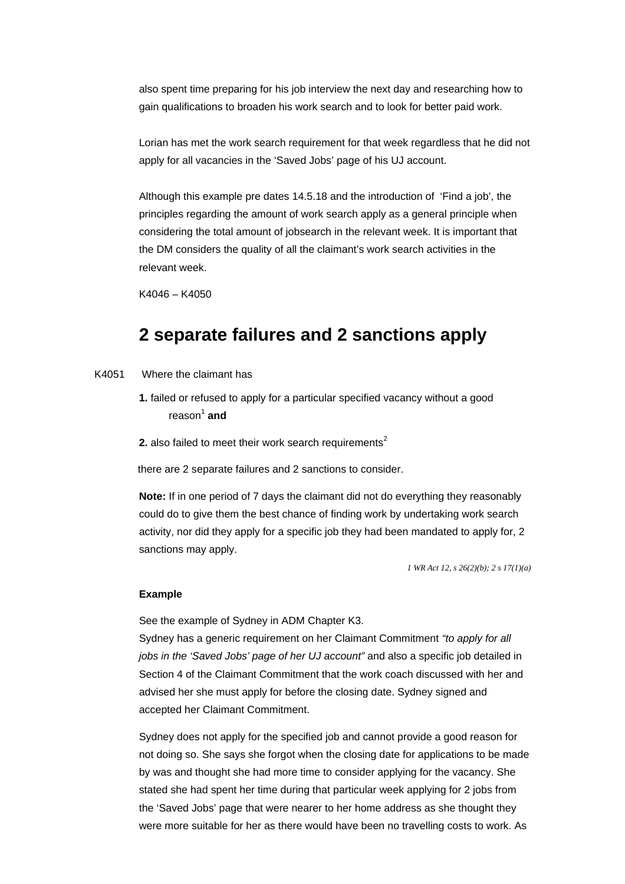also spent time preparing for his job interview the next day and researching how to gain qualifications to broaden his work search and to look for better paid work.

Lorian has met the work search requirement for that week regardless that he did not apply for all vacancies in the 'Saved Jobs' page of his UJ account.

Although this example pre dates 14.5.18 and the introduction of 'Find a job', the principles regarding the amount of work search apply as a general principle when considering the total amount of jobsearch in the relevant week. It is important that the DM considers the quality of all the claimant's work search activities in the relevant week.

K4046 – K4050

## 2 separate failures and 2 sanctions apply

K4051 Where the claimant has

**1.** failed or refused to apply for a particular specified vacancy without a good reason[1] **and**

**2.** also failed to meet their work search requirements[2]

there are 2 separate failures and 2 sanctions to consider.

**Note:** If in one period of 7 days the claimant did not do everything they reasonably could do to give them the best chance of finding work by undertaking work search activity, nor did they apply for a specific job they had been mandated to apply for, 2 sanctions may apply.

*1 WR Act 12, s 26(2)(b); 2 s 17(1)(a)*

**Example**

See the example of Sydney in ADM Chapter K3.
Sydney has a generic requirement on her Claimant Commitment *"to apply for all jobs in the 'Saved Jobs' page of her UJ account"* and also a specific job detailed in Section 4 of the Claimant Commitment that the work coach discussed with her and advised her she must apply for before the closing date. Sydney signed and accepted her Claimant Commitment.

Sydney does not apply for the specified job and cannot provide a good reason for not doing so. She says she forgot when the closing date for applications to be made by was and thought she had more time to consider applying for the vacancy. She stated she had spent her time during that particular week applying for 2 jobs from the 'Saved Jobs' page that were nearer to her home address as she thought they were more suitable for her as there would have been no travelling costs to work. As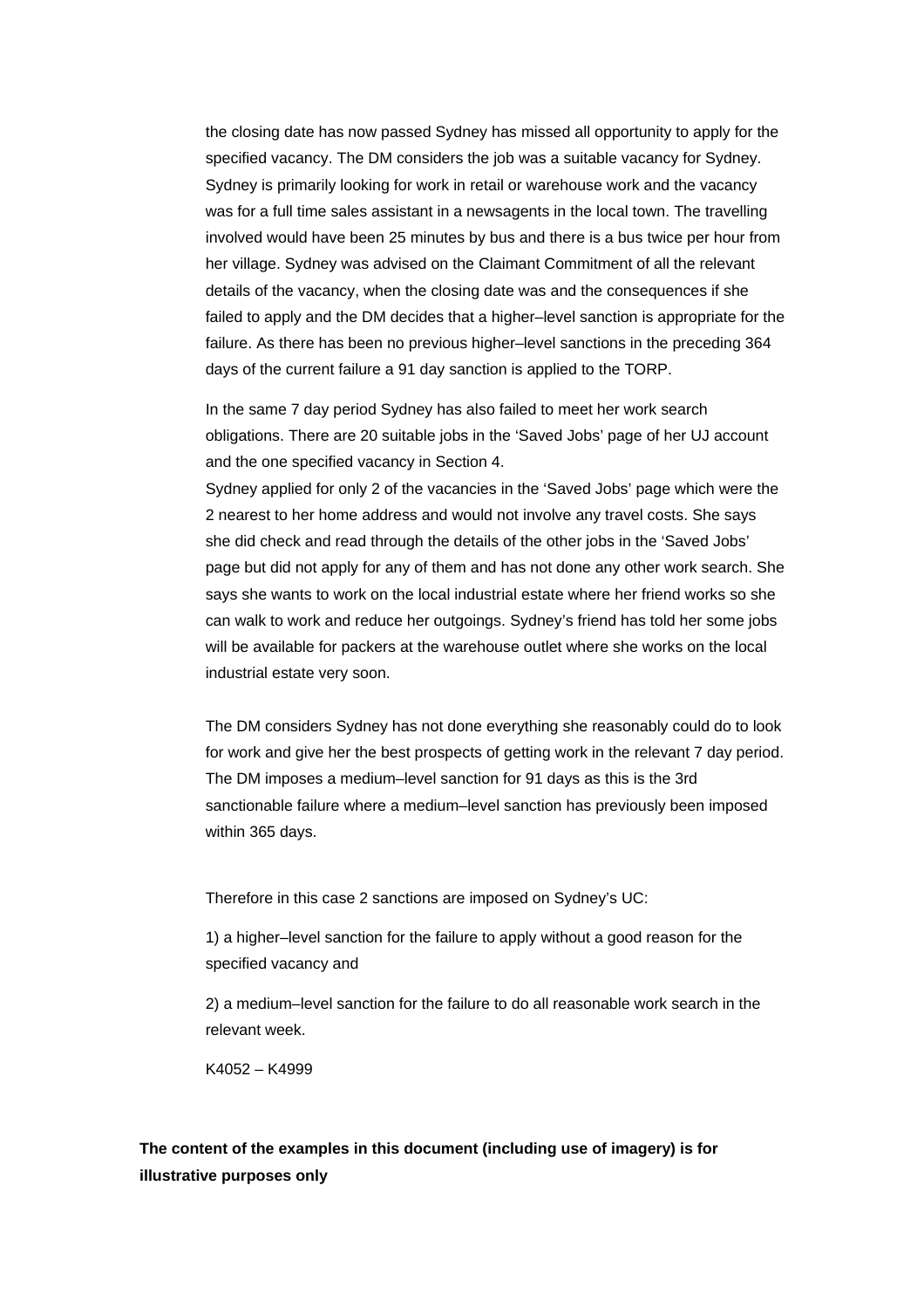the closing date has now passed Sydney has missed all opportunity to apply for the specified vacancy. The DM considers the job was a suitable vacancy for Sydney. Sydney is primarily looking for work in retail or warehouse work and the vacancy was for a full time sales assistant in a newsagents in the local town. The travelling involved would have been 25 minutes by bus and there is a bus twice per hour from her village. Sydney was advised on the Claimant Commitment of all the relevant details of the vacancy, when the closing date was and the consequences if she failed to apply and the DM decides that a higher–level sanction is appropriate for the failure. As there has been no previous higher–level sanctions in the preceding 364 days of the current failure a 91 day sanction is applied to the TORP.

In the same 7 day period Sydney has also failed to meet her work search obligations. There are 20 suitable jobs in the 'Saved Jobs' page of her UJ account and the one specified vacancy in Section 4.
Sydney applied for only 2 of the vacancies in the 'Saved Jobs' page which were the 2 nearest to her home address and would not involve any travel costs. She says she did check and read through the details of the other jobs in the 'Saved Jobs' page but did not apply for any of them and has not done any other work search. She says she wants to work on the local industrial estate where her friend works so she can walk to work and reduce her outgoings. Sydney's friend has told her some jobs will be available for packers at the warehouse outlet where she works on the local industrial estate very soon.

The DM considers Sydney has not done everything she reasonably could do to look for work and give her the best prospects of getting work in the relevant 7 day period. The DM imposes a medium–level sanction for 91 days as this is the 3rd sanctionable failure where a medium–level sanction has previously been imposed within 365 days.

Therefore in this case 2 sanctions are imposed on Sydney's UC:

1) a higher–level sanction for the failure to apply without a good reason for the specified vacancy and

2) a medium–level sanction for the failure to do all reasonable work search in the relevant week.

K4052 – K4999

**The content of the examples in this document (including use of imagery) is for illustrative purposes only**